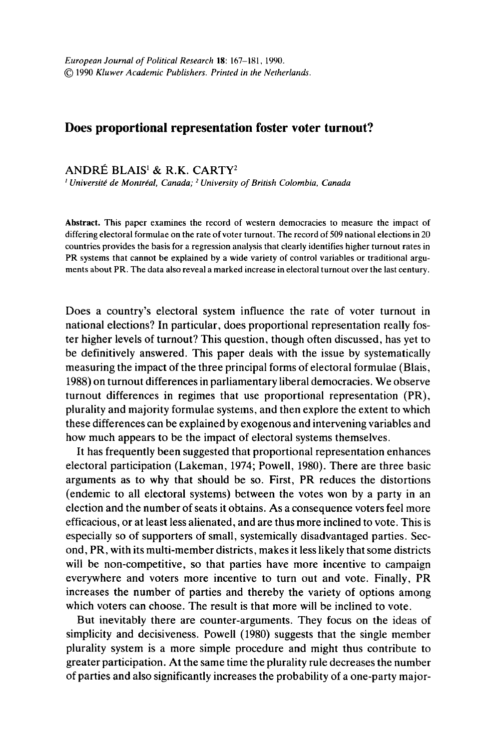# Does proportional representation foster voter turnout?

ANDRÉ BLAIS[1] & R.K. CARTY[2]

[1] *Université de Montréal, Canada;* [2] *University of British Colombia, Canada*

**Abstract.** This paper examines the record of western democracies to measure the impact of differing electoral formulae on the rate of voter turnout. The record of 509 national elections in 20 countries provides the basis for a regression analysis that clearly identifies higher turnout rates in PR systems that cannot be explained by a wide variety of control variables or traditional arguments about PR. The data also reveal a marked increase in electoral turnout over the last century.

Does a country's electoral system influence the rate of voter turnout in national elections? In particular, does proportional representation really foster higher levels of turnout? This question, though often discussed, has yet to be definitively answered. This paper deals with the issue by systematically measuring the impact of the three principal forms of electoral formulae (Blais, 1988) on turnout differences in parliamentary liberal democracies. We observe turnout differences in regimes that use proportional representation (PR), plurality and majority formulae systems, and then explore the extent to which these differences can be explained by exogenous and intervening variables and how much appears to be the impact of electoral systems themselves.

It has frequently been suggested that proportional representation enhances electoral participation (Lakeman, 1974; Powell, 1980). There are three basic arguments as to why that should be so. First, PR reduces the distortions (endemic to all electoral systems) between the votes won by a party in an election and the number of seats it obtains. As a consequence voters feel more efficacious, or at least less alienated, and are thus more inclined to vote. This is especially so of supporters of small, systemically disadvantaged parties. Second, PR, with its multi-member districts, makes it less likely that some districts will be non-competitive, so that parties have more incentive to campaign everywhere and voters more incentive to turn out and vote. Finally, PR increases the number of parties and thereby the variety of options among which voters can choose. The result is that more will be inclined to vote.

But inevitably there are counter-arguments. They focus on the ideas of simplicity and decisiveness. Powell (1980) suggests that the single member plurality system is a more simple procedure and might thus contribute to greater participation. At the same time the plurality rule decreases the number of parties and also significantly increases the probability of a one-party major-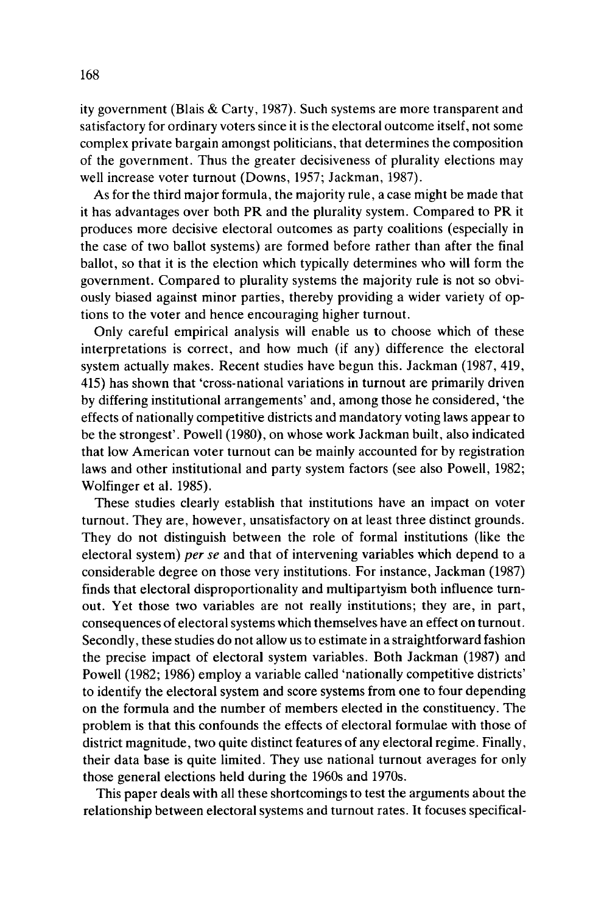ity government (Blais & Carty, 1987). Such systems are more transparent and satisfactory for ordinary voters since it is the electoral outcome itself, not some complex private bargain amongst politicians, that determines the composition of the government. Thus the greater decisiveness of plurality elections may well increase voter turnout (Downs, 1957; Jackman, 1987).

As for the third major formula, the majority rule, a case might be made that it has advantages over both PR and the plurality system. Compared to PR it produces more decisive electoral outcomes as party coalitions (especially in the case of two ballot systems) are formed before rather than after the final ballot, so that it is the election which typically determines who will form the government. Compared to plurality systems the majority rule is not so obviously biased against minor parties, thereby providing a wider variety of options to the voter and hence encouraging higher turnout.

Only careful empirical analysis will enable us to choose which of these interpretations is correct, and how much (if any) difference the electoral system actually makes. Recent studies have begun this. Jackman (1987, 419, 415) has shown that 'cross-national variations in turnout are primarily driven by differing institutional arrangements' and, among those he considered, 'the effects of nationally competitive districts and mandatory voting laws appear to be the strongest'. Powell (1980), on whose work Jackman built, also indicated that low American voter turnout can be mainly accounted for by registration laws and other institutional and party system factors (see also Powell, 1982; Wolfinger et al. 1985).

These studies clearly establish that institutions have an impact on voter turnout. They are, however, unsatisfactory on at least three distinct grounds. They do not distinguish between the role of formal institutions (like the electoral system) *per se* and that of intervening variables which depend to a considerable degree on those very institutions. For instance, Jackman (1987) finds that electoral disproportionality and multipartyism both influence turnout. Yet those two variables are not really institutions; they are, in part, consequences of electoral systems which themselves have an effect on turnout. Secondly, these studies do not allow us to estimate in a straightforward fashion the precise impact of electoral system variables. Both Jackman (1987) and Powell (1982; 1986) employ a variable called 'nationally competitive districts' to identify the electoral system and score systems from one to four depending on the formula and the number of members elected in the constituency. The problem is that this confounds the effects of electoral formulae with those of district magnitude, two quite distinct features of any electoral regime. Finally, their data base is quite limited. They use national turnout averages for only those general elections held during the 1960s and 1970s.

This paper deals with all these shortcomings to test the arguments about the relationship between electoral systems and turnout rates. It focuses specifical-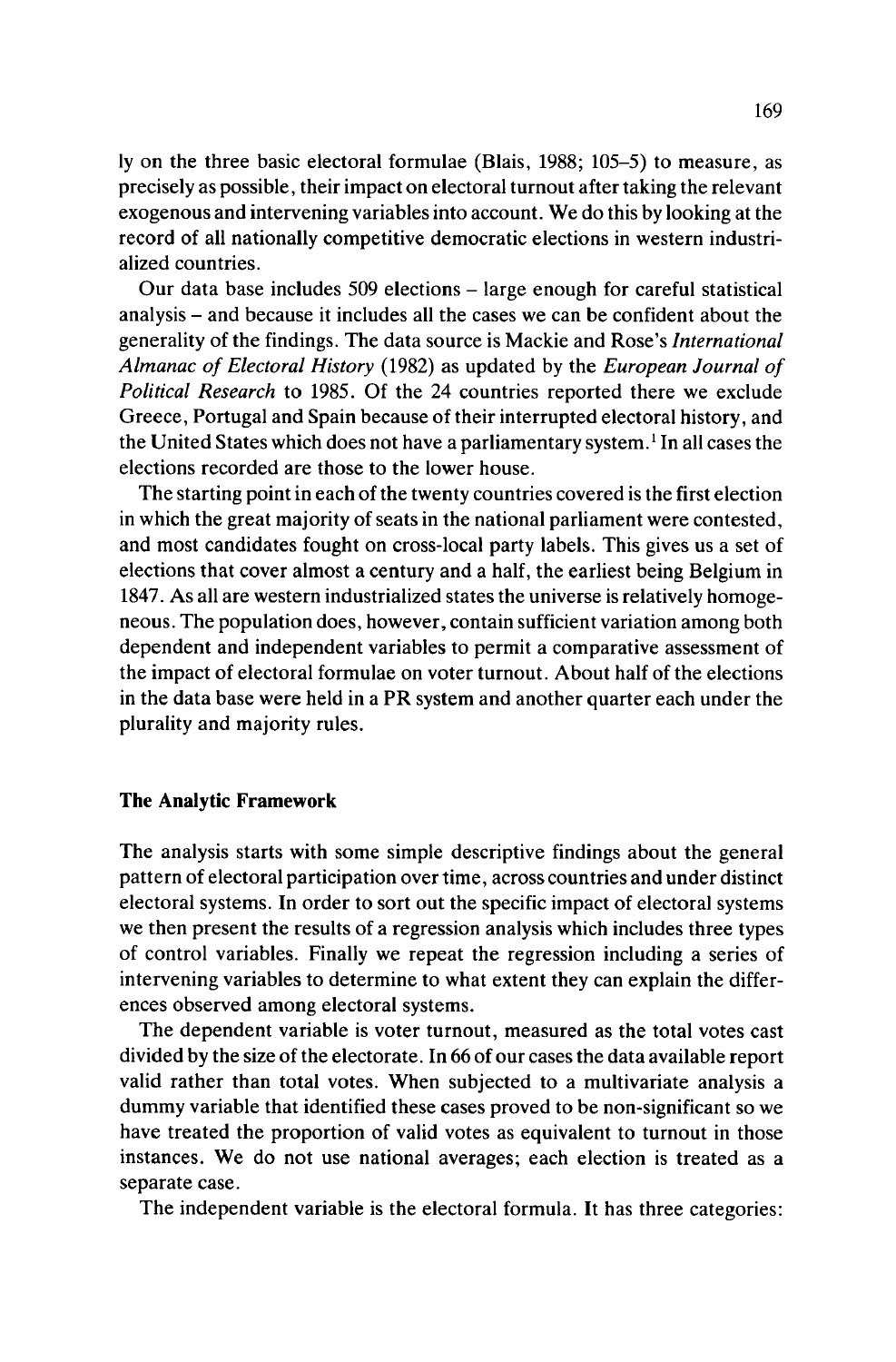ly on the three basic electoral formulae (Blais, 1988; 105–5) to measure, as precisely as possible, their impact on electoral turnout after taking the relevant exogenous and intervening variables into account. We do this by looking at the record of all nationally competitive democratic elections in western industrialized countries.

Our data base includes 509 elections – large enough for careful statistical analysis – and because it includes all the cases we can be confident about the generality of the findings. The data source is Mackie and Rose's *International Almanac of Electoral History* (1982) as updated by the *European Journal of Political Research* to 1985. Of the 24 countries reported there we exclude Greece, Portugal and Spain because of their interrupted electoral history, and the United States which does not have a parliamentary system.[1] In all cases the elections recorded are those to the lower house.

The starting point in each of the twenty countries covered is the first election in which the great majority of seats in the national parliament were contested, and most candidates fought on cross-local party labels. This gives us a set of elections that cover almost a century and a half, the earliest being Belgium in 1847. As all are western industrialized states the universe is relatively homogeneous. The population does, however, contain sufficient variation among both dependent and independent variables to permit a comparative assessment of the impact of electoral formulae on voter turnout. About half of the elections in the data base were held in a PR system and another quarter each under the plurality and majority rules.

## The Analytic Framework

The analysis starts with some simple descriptive findings about the general pattern of electoral participation over time, across countries and under distinct electoral systems. In order to sort out the specific impact of electoral systems we then present the results of a regression analysis which includes three types of control variables. Finally we repeat the regression including a series of intervening variables to determine to what extent they can explain the differences observed among electoral systems.

The dependent variable is voter turnout, measured as the total votes cast divided by the size of the electorate. In 66 of our cases the data available report valid rather than total votes. When subjected to a multivariate analysis a dummy variable that identified these cases proved to be non-significant so we have treated the proportion of valid votes as equivalent to turnout in those instances. We do not use national averages; each election is treated as a separate case.

The independent variable is the electoral formula. It has three categories: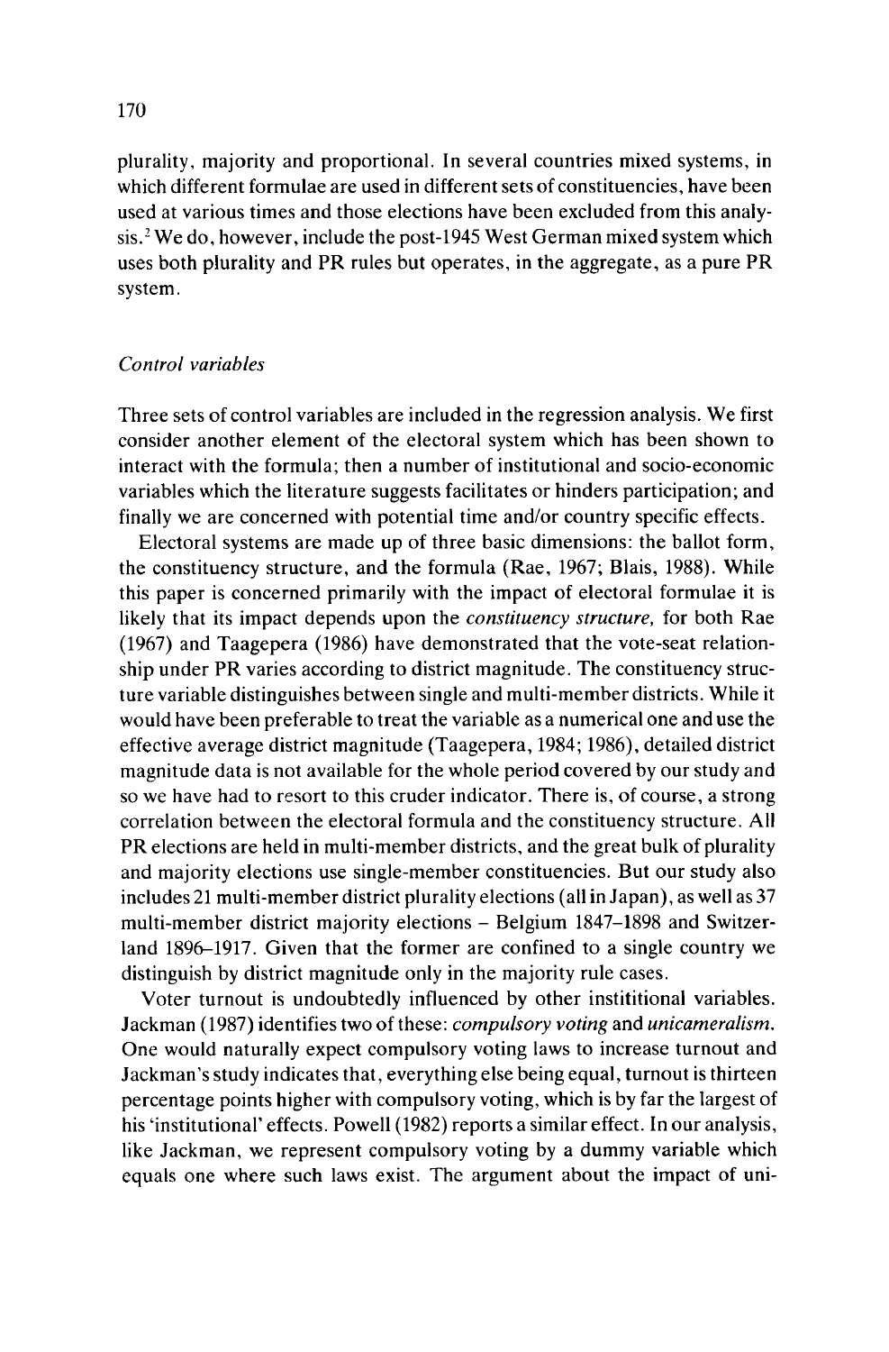plurality, majority and proportional. In several countries mixed systems, in which different formulae are used in different sets of constituencies, have been used at various times and those elections have been excluded from this analysis.[2] We do, however, include the post-1945 West German mixed system which uses both plurality and PR rules but operates, in the aggregate, as a pure PR system.

### *Control variables*

Three sets of control variables are included in the regression analysis. We first consider another element of the electoral system which has been shown to interact with the formula; then a number of institutional and socio-economic variables which the literature suggests facilitates or hinders participation; and finally we are concerned with potential time and/or country specific effects.

Electoral systems are made up of three basic dimensions: the ballot form, the constituency structure, and the formula (Rae, 1967; Blais, 1988). While this paper is concerned primarily with the impact of electoral formulae it is likely that its impact depends upon the *constituency structure,* for both Rae (1967) and Taagepera (1986) have demonstrated that the vote-seat relationship under PR varies according to district magnitude. The constituency structure variable distinguishes between single and multi-member districts. While it would have been preferable to treat the variable as a numerical one and use the effective average district magnitude (Taagepera, 1984; 1986), detailed district magnitude data is not available for the whole period covered by our study and so we have had to resort to this cruder indicator. There is, of course, a strong correlation between the electoral formula and the constituency structure. All PR elections are held in multi-member districts, and the great bulk of plurality and majority elections use single-member constituencies. But our study also includes 21 multi-member district plurality elections (all in Japan), as well as 37 multi-member district majority elections – Belgium 1847–1898 and Switzerland 1896–1917. Given that the former are confined to a single country we distinguish by district magnitude only in the majority rule cases.

Voter turnout is undoubtedly influenced by other instititional variables. Jackman (1987) identifies two of these: *compulsory voting* and *unicameralism.* One would naturally expect compulsory voting laws to increase turnout and Jackman's study indicates that, everything else being equal, turnout is thirteen percentage points higher with compulsory voting, which is by far the largest of his 'institutional' effects. Powell (1982) reports a similar effect. In our analysis, like Jackman, we represent compulsory voting by a dummy variable which equals one where such laws exist. The argument about the impact of uni-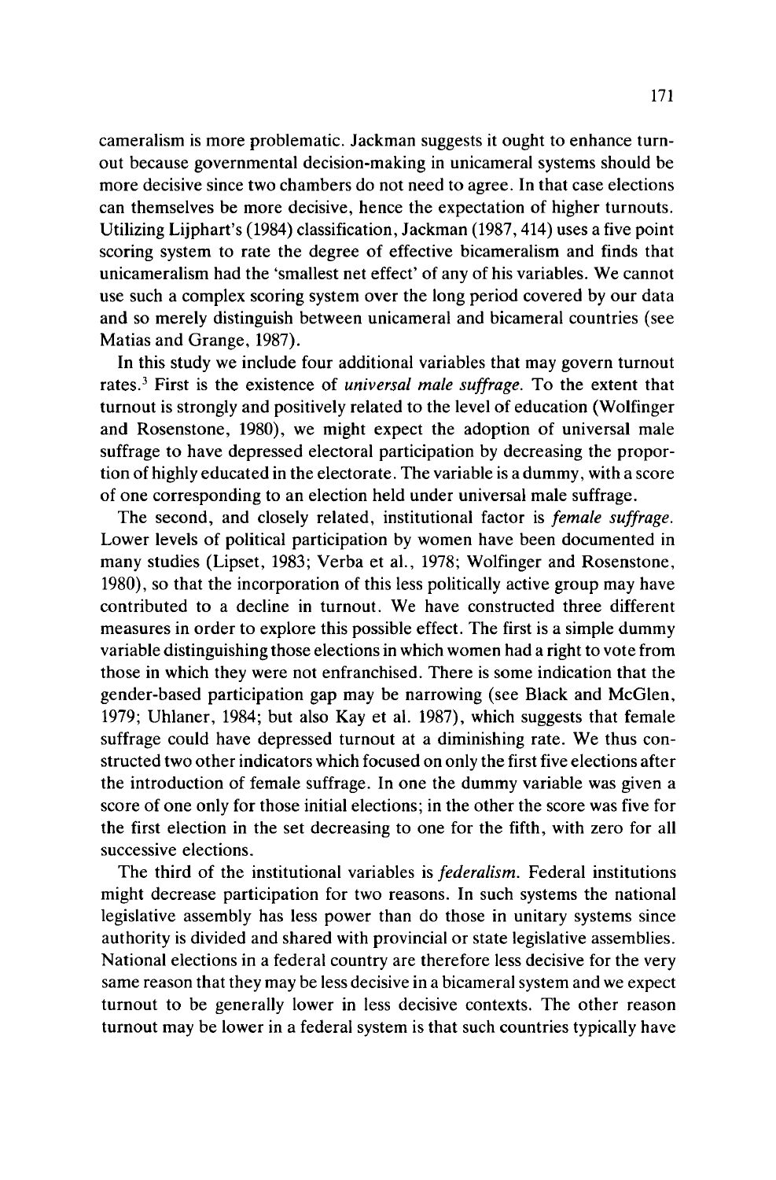cameralism is more problematic. Jackman suggests it ought to enhance turnout because governmental decision-making in unicameral systems should be more decisive since two chambers do not need to agree. In that case elections can themselves be more decisive, hence the expectation of higher turnouts. Utilizing Lijphart's (1984) classification, Jackman (1987, 414) uses a five point scoring system to rate the degree of effective bicameralism and finds that unicameralism had the 'smallest net effect' of any of his variables. We cannot use such a complex scoring system over the long period covered by our data and so merely distinguish between unicameral and bicameral countries (see Matias and Grange, 1987).

In this study we include four additional variables that may govern turnout rates.[3] First is the existence of *universal male suffrage.* To the extent that turnout is strongly and positively related to the level of education (Wolfinger and Rosenstone, 1980), we might expect the adoption of universal male suffrage to have depressed electoral participation by decreasing the proportion of highly educated in the electorate. The variable is a dummy, with a score of one corresponding to an election held under universal male suffrage.

The second, and closely related, institutional factor is *female suffrage.* Lower levels of political participation by women have been documented in many studies (Lipset, 1983; Verba et al., 1978; Wolfinger and Rosenstone, 1980), so that the incorporation of this less politically active group may have contributed to a decline in turnout. We have constructed three different measures in order to explore this possible effect. The first is a simple dummy variable distinguishing those elections in which women had a right to vote from those in which they were not enfranchised. There is some indication that the gender-based participation gap may be narrowing (see Black and McGlen, 1979; Uhlaner, 1984; but also Kay et al. 1987), which suggests that female suffrage could have depressed turnout at a diminishing rate. We thus constructed two other indicators which focused on only the first five elections after the introduction of female suffrage. In one the dummy variable was given a score of one only for those initial elections; in the other the score was five for the first election in the set decreasing to one for the fifth, with zero for all successive elections.

The third of the institutional variables is *federalism.* Federal institutions might decrease participation for two reasons. In such systems the national legislative assembly has less power than do those in unitary systems since authority is divided and shared with provincial or state legislative assemblies. National elections in a federal country are therefore less decisive for the very same reason that they may be less decisive in a bicameral system and we expect turnout to be generally lower in less decisive contexts. The other reason turnout may be lower in a federal system is that such countries typically have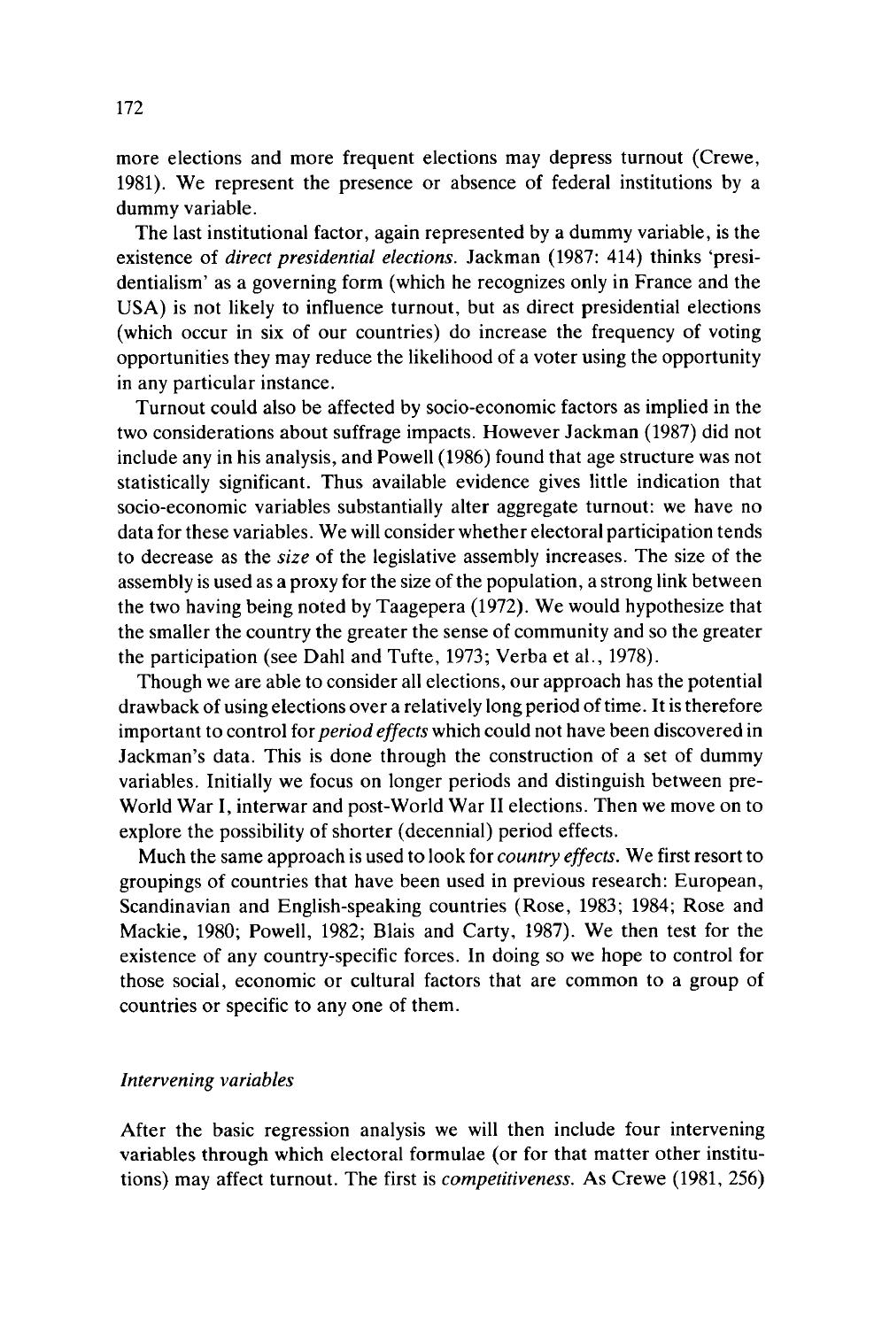more elections and more frequent elections may depress turnout (Crewe, 1981). We represent the presence or absence of federal institutions by a dummy variable.

The last institutional factor, again represented by a dummy variable, is the existence of *direct presidential elections*. Jackman (1987: 414) thinks 'presidentialism' as a governing form (which he recognizes only in France and the USA) is not likely to influence turnout, but as direct presidential elections (which occur in six of our countries) do increase the frequency of voting opportunities they may reduce the likelihood of a voter using the opportunity in any particular instance.

Turnout could also be affected by socio-economic factors as implied in the two considerations about suffrage impacts. However Jackman (1987) did not include any in his analysis, and Powell (1986) found that age structure was not statistically significant. Thus available evidence gives little indication that socio-economic variables substantially alter aggregate turnout: we have no data for these variables. We will consider whether electoral participation tends to decrease as the *size* of the legislative assembly increases. The size of the assembly is used as a proxy for the size of the population, a strong link between the two having being noted by Taagepera (1972). We would hypothesize that the smaller the country the greater the sense of community and so the greater the participation (see Dahl and Tufte, 1973; Verba et al., 1978).

Though we are able to consider all elections, our approach has the potential drawback of using elections over a relatively long period of time. It is therefore important to control for *period effects* which could not have been discovered in Jackman's data. This is done through the construction of a set of dummy variables. Initially we focus on longer periods and distinguish between pre-World War I, interwar and post-World War II elections. Then we move on to explore the possibility of shorter (decennial) period effects.

Much the same approach is used to look for *country effects*. We first resort to groupings of countries that have been used in previous research: European, Scandinavian and English-speaking countries (Rose, 1983; 1984; Rose and Mackie, 1980; Powell, 1982; Blais and Carty, 1987). We then test for the existence of any country-specific forces. In doing so we hope to control for those social, economic or cultural factors that are common to a group of countries or specific to any one of them.

### *Intervening variables*

After the basic regression analysis we will then include four intervening variables through which electoral formulae (or for that matter other institutions) may affect turnout. The first is *competitiveness*. As Crewe (1981, 256)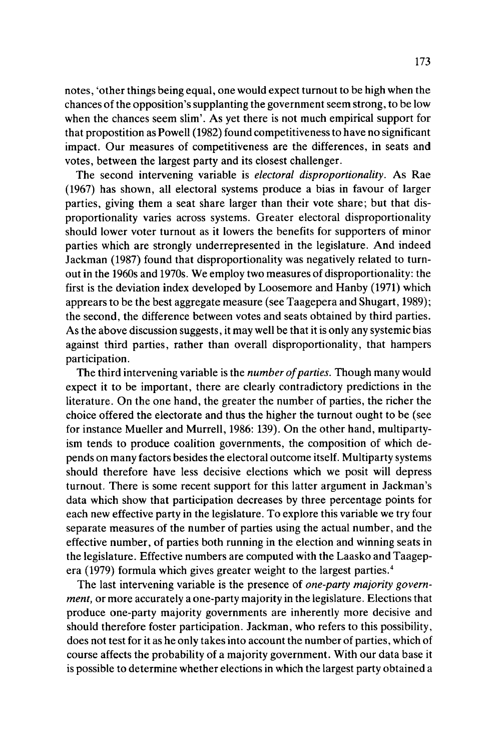notes, 'other things being equal, one would expect turnout to be high when the chances of the opposition's supplanting the government seem strong, to be low when the chances seem slim'. As yet there is not much empirical support for that propostition as Powell (1982) found competitiveness to have no significant impact. Our measures of competitiveness are the differences, in seats and votes, between the largest party and its closest challenger.

The second intervening variable is *electoral disproportionality*. As Rae (1967) has shown, all electoral systems produce a bias in favour of larger parties, giving them a seat share larger than their vote share; but that disproportionality varies across systems. Greater electoral disproportionality should lower voter turnout as it lowers the benefits for supporters of minor parties which are strongly underrepresented in the legislature. And indeed Jackman (1987) found that disproportionality was negatively related to turnout in the 1960s and 1970s. We employ two measures of disproportionality: the first is the deviation index developed by Loosemore and Hanby (1971) which apprears to be the best aggregate measure (see Taagepera and Shugart, 1989); the second, the difference between votes and seats obtained by third parties. As the above discussion suggests, it may well be that it is only any systemic bias against third parties, rather than overall disproportionality, that hampers participation.

The third intervening variable is the *number of parties*. Though many would expect it to be important, there are clearly contradictory predictions in the literature. On the one hand, the greater the number of parties, the richer the choice offered the electorate and thus the higher the turnout ought to be (see for instance Mueller and Murrell, 1986: 139). On the other hand, multipartyism tends to produce coalition governments, the composition of which depends on many factors besides the electoral outcome itself. Multiparty systems should therefore have less decisive elections which we posit will depress turnout. There is some recent support for this latter argument in Jackman's data which show that participation decreases by three percentage points for each new effective party in the legislature. To explore this variable we try four separate measures of the number of parties using the actual number, and the effective number, of parties both running in the election and winning seats in the legislature. Effective numbers are computed with the Laasko and Taagepera (1979) formula which gives greater weight to the largest parties.[4]

The last intervening variable is the presence of *one-party majority government*, or more accurately a one-party majority in the legislature. Elections that produce one-party majority governments are inherently more decisive and should therefore foster participation. Jackman, who refers to this possibility, does not test for it as he only takes into account the number of parties, which of course affects the probability of a majority government. With our data base it is possible to determine whether elections in which the largest party obtained a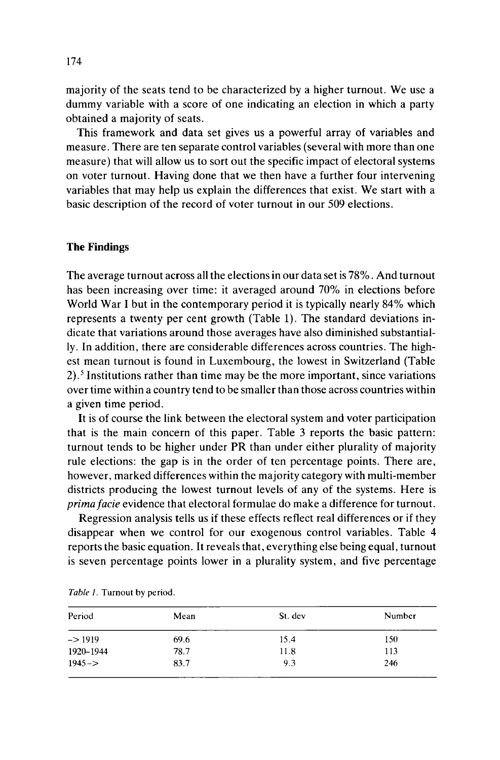majority of the seats tend to be characterized by a higher turnout. We use a dummy variable with a score of one indicating an election in which a party obtained a majority of seats.

This framework and data set gives us a powerful array of variables and measure. There are ten separate control variables (several with more than one measure) that will allow us to sort out the specific impact of electoral systems on voter turnout. Having done that we then have a further four intervening variables that may help us explain the differences that exist. We start with a basic description of the record of voter turnout in our 509 elections.

## The Findings

The average turnout across all the elections in our data set is 78%. And turnout has been increasing over time: it averaged around 70% in elections before World War I but in the contemporary period it is typically nearly 84% which represents a twenty per cent growth (Table 1). The standard deviations indicate that variations around those averages have also diminished substantially. In addition, there are considerable differences across countries. The highest mean turnout is found in Luxembourg, the lowest in Switzerland (Table 2).[5] Institutions rather than time may be the more important, since variations over time within a country tend to be smaller than those across countries within a given time period.

It is of course the link between the electoral system and voter participation that is the main concern of this paper. Table 3 reports the basic pattern: turnout tends to be higher under PR than under either plurality of majority rule elections: the gap is in the order of ten percentage points. There are, however, marked differences within the majority category with multi-member districts producing the lowest turnout levels of any of the systems. Here is *prima facie* evidence that electoral formulae do make a difference for turnout.

Regression analysis tells us if these effects reflect real differences or if they disappear when we control for our exogenous control variables. Table 4 reports the basic equation. It reveals that, everything else being equal, turnout is seven percentage points lower in a plurality system, and five percentage

*Table 1.* Turnout by period.

| Period | Mean | St. dev | Number |
|---|---|---|---|
| -> 1919 | 69.6 | 15.4 | 150 |
| 1920–1944 | 78.7 | 11.8 | 113 |
| 1945-> | 83.7 | 9.3 | 246 |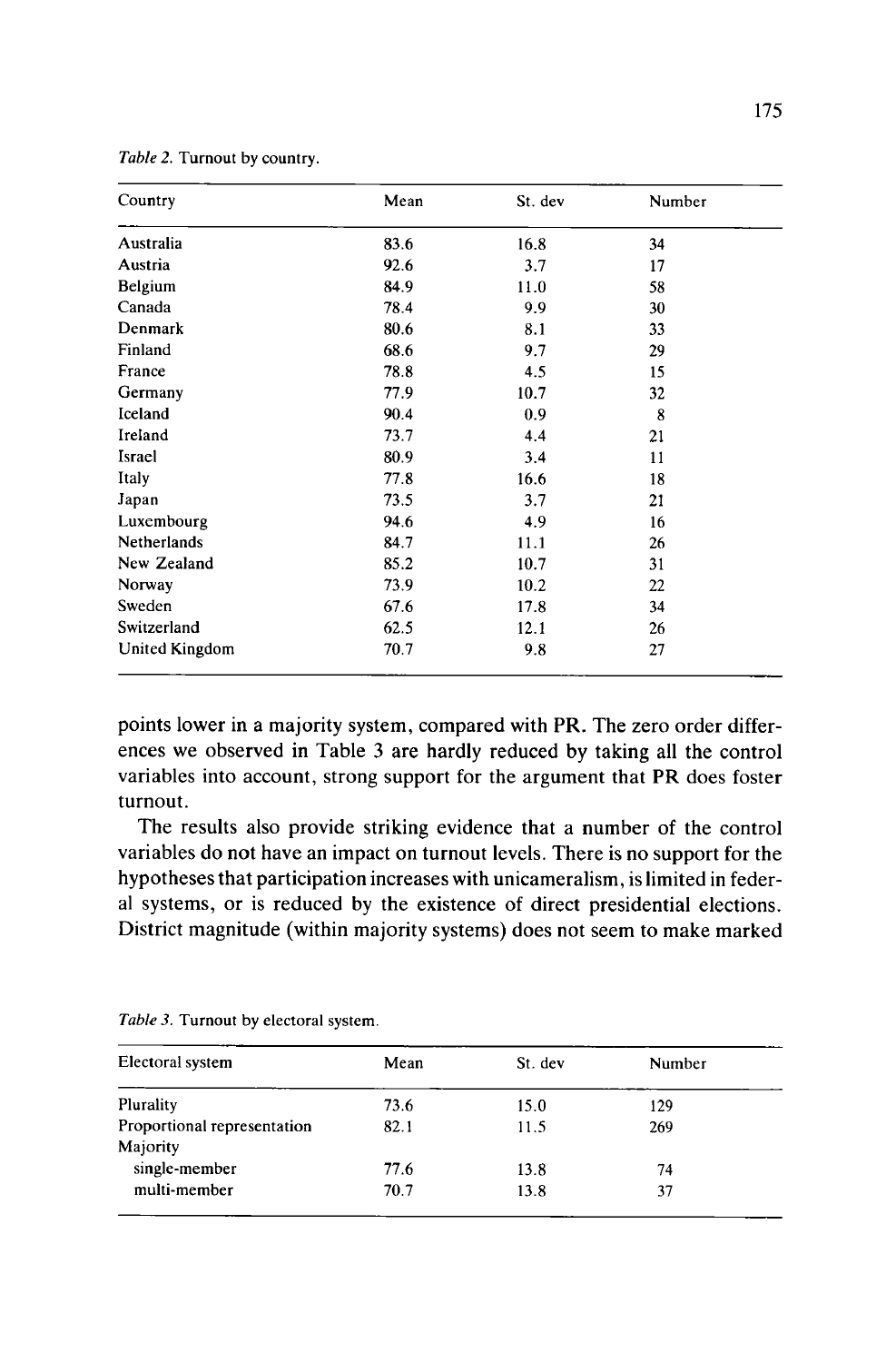*Table 2.* Turnout by country.

| Country | Mean | St. dev | Number |
|---|---|---|---|
| Australia | 83.6 | 16.8 | 34 |
| Austria | 92.6 | 3.7 | 17 |
| Belgium | 84.9 | 11.0 | 58 |
| Canada | 78.4 | 9.9 | 30 |
| Denmark | 80.6 | 8.1 | 33 |
| Finland | 68.6 | 9.7 | 29 |
| France | 78.8 | 4.5 | 15 |
| Germany | 77.9 | 10.7 | 32 |
| Iceland | 90.4 | 0.9 | 8 |
| Ireland | 73.7 | 4.4 | 21 |
| Israel | 80.9 | 3.4 | 11 |
| Italy | 77.8 | 16.6 | 18 |
| Japan | 73.5 | 3.7 | 21 |
| Luxembourg | 94.6 | 4.9 | 16 |
| Netherlands | 84.7 | 11.1 | 26 |
| New Zealand | 85.2 | 10.7 | 31 |
| Norway | 73.9 | 10.2 | 22 |
| Sweden | 67.6 | 17.8 | 34 |
| Switzerland | 62.5 | 12.1 | 26 |
| United Kingdom | 70.7 | 9.8 | 27 |

points lower in a majority system, compared with PR. The zero order differences we observed in Table 3 are hardly reduced by taking all the control variables into account, strong support for the argument that PR does foster turnout.

The results also provide striking evidence that a number of the control variables do not have an impact on turnout levels. There is no support for the hypotheses that participation increases with unicameralism, is limited in federal systems, or is reduced by the existence of direct presidential elections. District magnitude (within majority systems) does not seem to make marked

*Table 3.* Turnout by electoral system.

| Electoral system | Mean | St. dev | Number |
|---|---|---|---|
| Plurality | 73.6 | 15.0 | 129 |
| Proportional representation | 82.1 | 11.5 | 269 |
| Majority | | | |
| single-member | 77.6 | 13.8 | 74 |
| multi-member | 70.7 | 13.8 | 37 |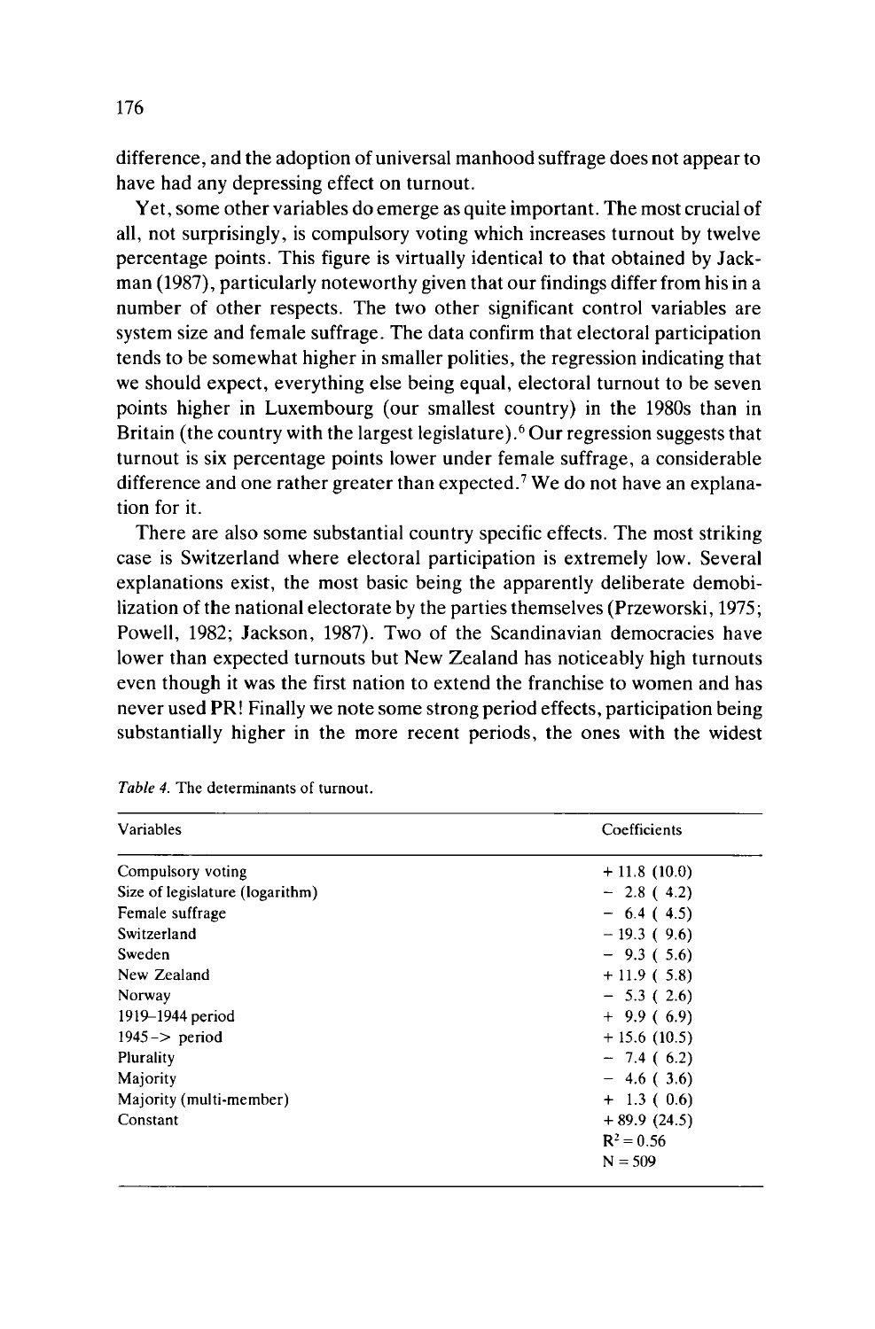difference, and the adoption of universal manhood suffrage does not appear to have had any depressing effect on turnout.

Yet, some other variables do emerge as quite important. The most crucial of all, not surprisingly, is compulsory voting which increases turnout by twelve percentage points. This figure is virtually identical to that obtained by Jackman (1987), particularly noteworthy given that our findings differ from his in a number of other respects. The two other significant control variables are system size and female suffrage. The data confirm that electoral participation tends to be somewhat higher in smaller polities, the regression indicating that we should expect, everything else being equal, electoral turnout to be seven points higher in Luxembourg (our smallest country) in the 1980s than in Britain (the country with the largest legislature).[6] Our regression suggests that turnout is six percentage points lower under female suffrage, a considerable difference and one rather greater than expected.[7] We do not have an explanation for it.

There are also some substantial country specific effects. The most striking case is Switzerland where electoral participation is extremely low. Several explanations exist, the most basic being the apparently deliberate demobilization of the national electorate by the parties themselves (Przeworski, 1975; Powell, 1982; Jackson, 1987). Two of the Scandinavian democracies have lower than expected turnouts but New Zealand has noticeably high turnouts even though it was the first nation to extend the franchise to women and has never used PR! Finally we note some strong period effects, participation being substantially higher in the more recent periods, the ones with the widest

*Table 4.* The determinants of turnout.

| Variables | Coefficients |
|---|---|
| Compulsory voting | + 11.8 (10.0) |
| Size of legislature (logarithm) | − 2.8 ( 4.2) |
| Female suffrage | − 6.4 ( 4.5) |
| Switzerland | − 19.3 ( 9.6) |
| Sweden | − 9.3 ( 5.6) |
| New Zealand | + 11.9 ( 5.8) |
| Norway | − 5.3 ( 2.6) |
| 1919–1944 period | + 9.9 ( 6.9) |
| 1945 -> period | + 15.6 (10.5) |
| Plurality | − 7.4 ( 6.2) |
| Majority | − 4.6 ( 3.6) |
| Majority (multi-member) | + 1.3 ( 0.6) |
| Constant | + 89.9 (24.5) |
| | $R^2 = 0.56$ |
| | N = 509 |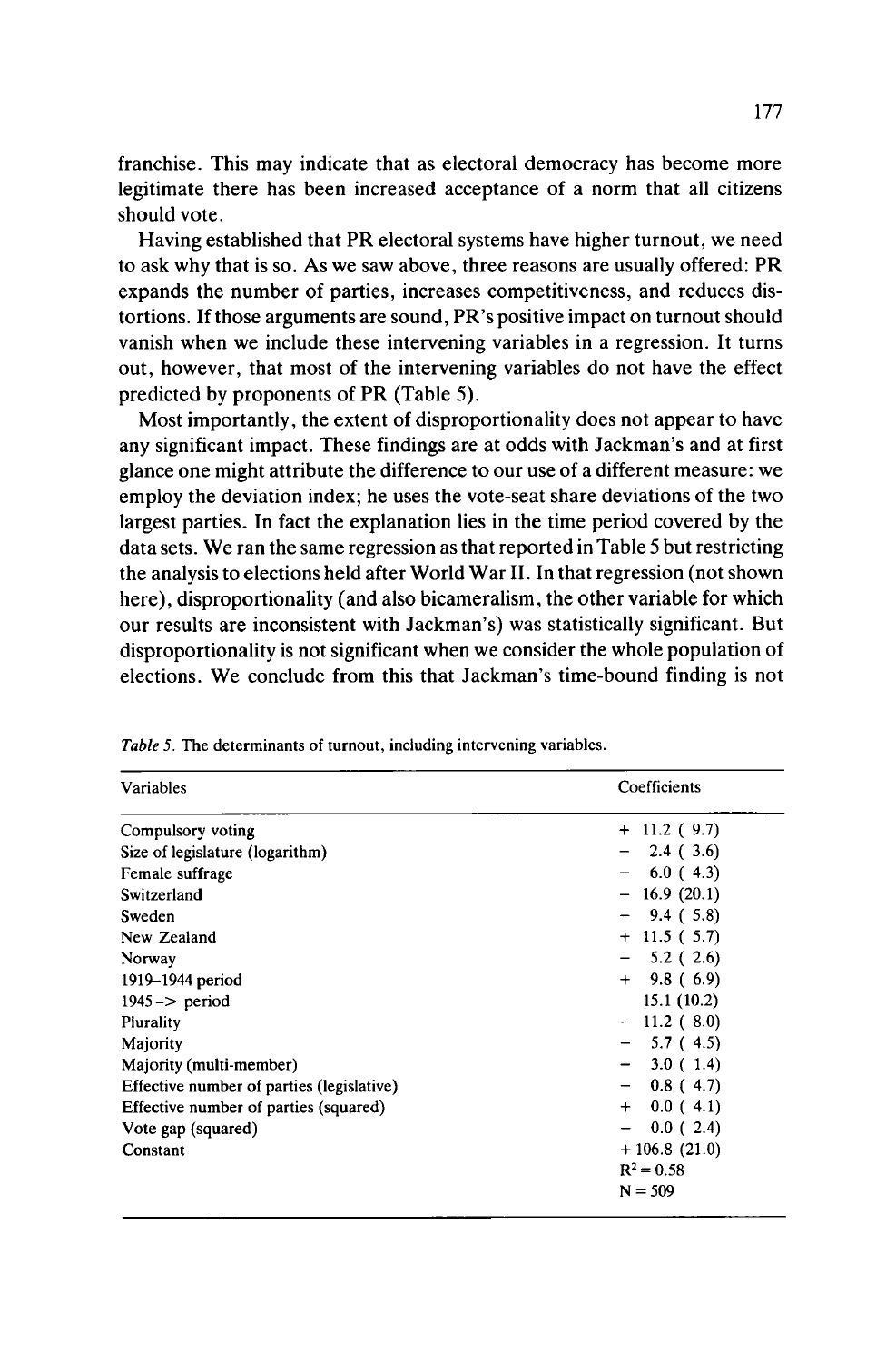franchise. This may indicate that as electoral democracy has become more legitimate there has been increased acceptance of a norm that all citizens should vote.

Having established that PR electoral systems have higher turnout, we need to ask why that is so. As we saw above, three reasons are usually offered: PR expands the number of parties, increases competitiveness, and reduces distortions. If those arguments are sound, PR's positive impact on turnout should vanish when we include these intervening variables in a regression. It turns out, however, that most of the intervening variables do not have the effect predicted by proponents of PR (Table 5).

Most importantly, the extent of disproportionality does not appear to have any significant impact. These findings are at odds with Jackman's and at first glance one might attribute the difference to our use of a different measure: we employ the deviation index; he uses the vote-seat share deviations of the two largest parties. In fact the explanation lies in the time period covered by the data sets. We ran the same regression as that reported in Table 5 but restricting the analysis to elections held after World War II. In that regression (not shown here), disproportionality (and also bicameralism, the other variable for which our results are inconsistent with Jackman's) was statistically significant. But disproportionality is not significant when we consider the whole population of elections. We conclude from this that Jackman's time-bound finding is not

*Table 5.* The determinants of turnout, including intervening variables.

| Variables | Coefficients |
|---|---|
| Compulsory voting | + 11.2 ( 9.7) |
| Size of legislature (logarithm) | − 2.4 ( 3.6) |
| Female suffrage | − 6.0 ( 4.3) |
| Switzerland | − 16.9 (20.1) |
| Sweden | − 9.4 ( 5.8) |
| New Zealand | + 11.5 ( 5.7) |
| Norway | − 5.2 ( 2.6) |
| 1919–1944 period | + 9.8 ( 6.9) |
| 1945 –> period | 15.1 (10.2) |
| Plurality | − 11.2 ( 8.0) |
| Majority | − 5.7 ( 4.5) |
| Majority (multi-member) | − 3.0 ( 1.4) |
| Effective number of parties (legislative) | − 0.8 ( 4.7) |
| Effective number of parties (squared) | + 0.0 ( 4.1) |
| Vote gap (squared) | − 0.0 ( 2.4) |
| Constant | + 106.8 (21.0) |
| | $R^2 = 0.58$ |
| | N = 509 |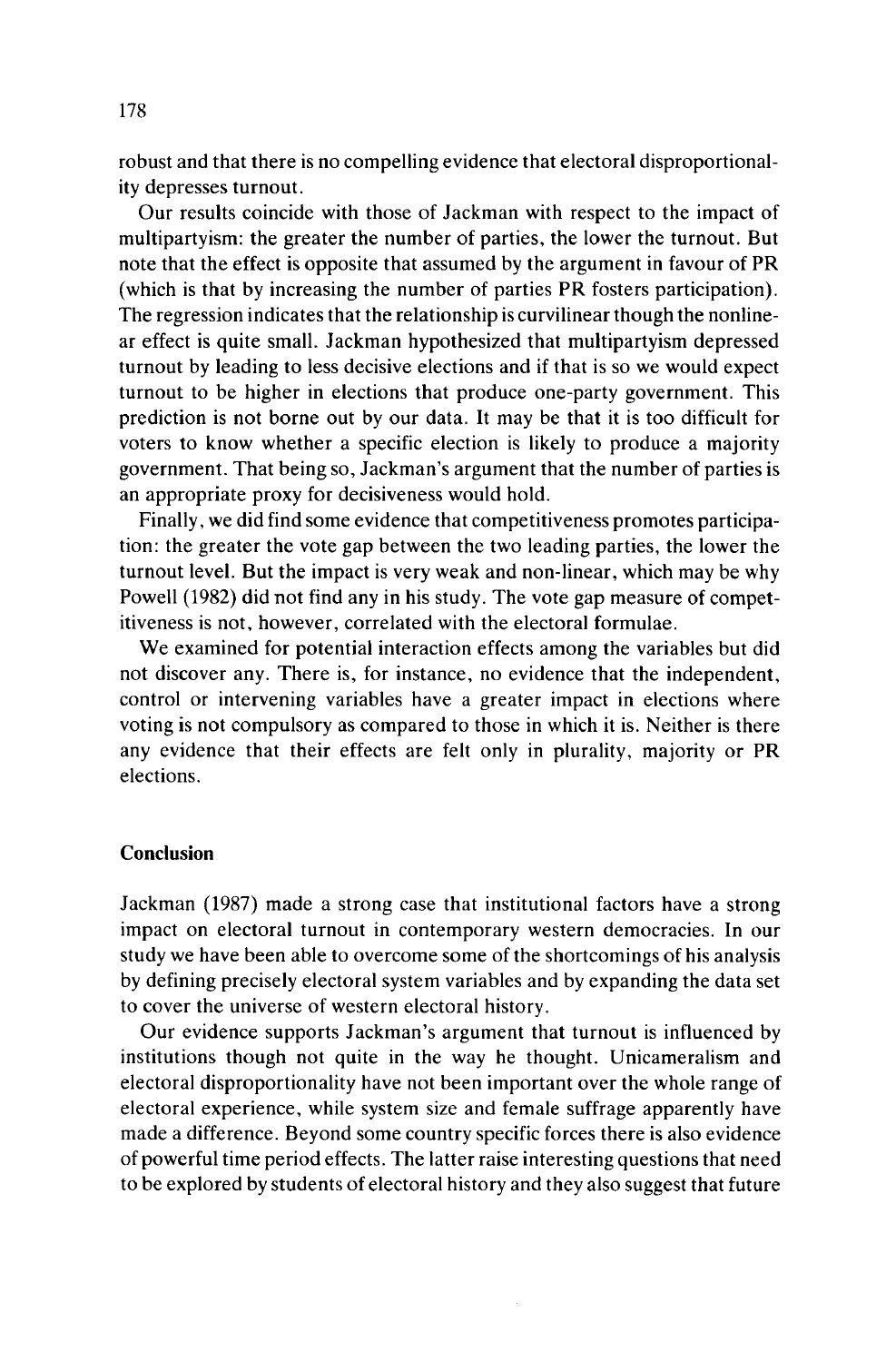robust and that there is no compelling evidence that electoral disproportionality depresses turnout.

Our results coincide with those of Jackman with respect to the impact of multipartyism: the greater the number of parties, the lower the turnout. But note that the effect is opposite that assumed by the argument in favour of PR (which is that by increasing the number of parties PR fosters participation). The regression indicates that the relationship is curvilinear though the nonlinear effect is quite small. Jackman hypothesized that multipartyism depressed turnout by leading to less decisive elections and if that is so we would expect turnout to be higher in elections that produce one-party government. This prediction is not borne out by our data. It may be that it is too difficult for voters to know whether a specific election is likely to produce a majority government. That being so, Jackman's argument that the number of parties is an appropriate proxy for decisiveness would hold.

Finally, we did find some evidence that competitiveness promotes participation: the greater the vote gap between the two leading parties, the lower the turnout level. But the impact is very weak and non-linear, which may be why Powell (1982) did not find any in his study. The vote gap measure of competitiveness is not, however, correlated with the electoral formulae.

We examined for potential interaction effects among the variables but did not discover any. There is, for instance, no evidence that the independent, control or intervening variables have a greater impact in elections where voting is not compulsory as compared to those in which it is. Neither is there any evidence that their effects are felt only in plurality, majority or PR elections.

## Conclusion

Jackman (1987) made a strong case that institutional factors have a strong impact on electoral turnout in contemporary western democracies. In our study we have been able to overcome some of the shortcomings of his analysis by defining precisely electoral system variables and by expanding the data set to cover the universe of western electoral history.

Our evidence supports Jackman's argument that turnout is influenced by institutions though not quite in the way he thought. Unicameralism and electoral disproportionality have not been important over the whole range of electoral experience, while system size and female suffrage apparently have made a difference. Beyond some country specific forces there is also evidence of powerful time period effects. The latter raise interesting questions that need to be explored by students of electoral history and they also suggest that future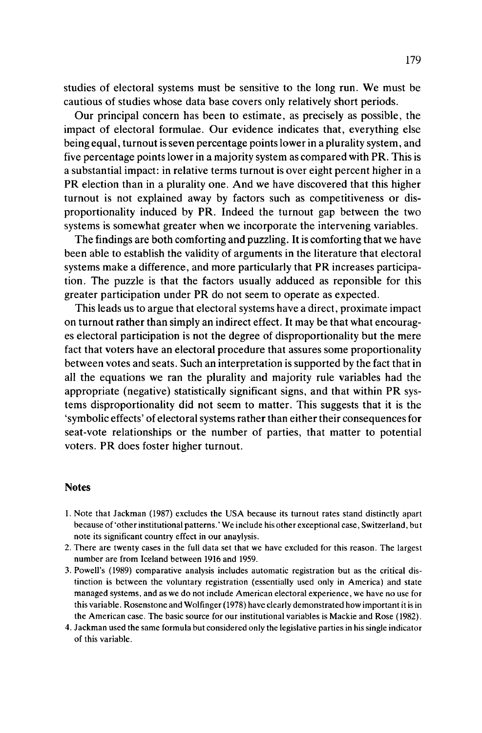studies of electoral systems must be sensitive to the long run. We must be cautious of studies whose data base covers only relatively short periods.

Our principal concern has been to estimate, as precisely as possible, the impact of electoral formulae. Our evidence indicates that, everything else being equal, turnout is seven percentage points lower in a plurality system, and five percentage points lower in a majority system as compared with PR. This is a substantial impact: in relative terms turnout is over eight percent higher in a PR election than in a plurality one. And we have discovered that this higher turnout is not explained away by factors such as competitiveness or disproportionality induced by PR. Indeed the turnout gap between the two systems is somewhat greater when we incorporate the intervening variables.

The findings are both comforting and puzzling. It is comforting that we have been able to establish the validity of arguments in the literature that electoral systems make a difference, and more particularly that PR increases participation. The puzzle is that the factors usually adduced as reponsible for this greater participation under PR do not seem to operate as expected.

This leads us to argue that electoral systems have a direct, proximate impact on turnout rather than simply an indirect effect. It may be that what encourages electoral participation is not the degree of disproportionality but the mere fact that voters have an electoral procedure that assures some proportionality between votes and seats. Such an interpretation is supported by the fact that in all the equations we ran the plurality and majority rule variables had the appropriate (negative) statistically significant signs, and that within PR systems disproportionality did not seem to matter. This suggests that it is the 'symbolic effects' of electoral systems rather than either their consequences for seat-vote relationships or the number of parties, that matter to potential voters. PR does foster higher turnout.

## Notes

1. Note that Jackman (1987) excludes the USA because its turnout rates stand distinctly apart because of 'other institutional patterns.' We include his other exceptional case, Switzerland, but note its significant country effect in our anaylysis.
2. There are twenty cases in the full data set that we have excluded for this reason. The largest number are from Iceland between 1916 and 1959.
3. Powell's (1989) comparative analysis includes automatic registration but as the critical distinction is between the voluntary registration (essentially used only in America) and state managed systems, and as we do not include American electoral experience, we have no use for this variable. Rosenstone and Wolfinger (1978) have clearly demonstrated how important it is in the American case. The basic source for our institutional variables is Mackie and Rose (1982).
4. Jackman used the same formula but considered only the legislative parties in his single indicator of this variable.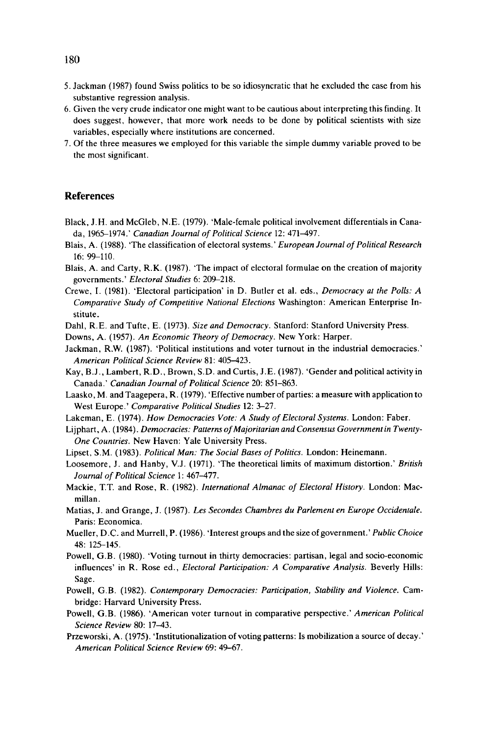5. Jackman (1987) found Swiss politics to be so idiosyncratic that he excluded the case from his substantive regression analysis.
6. Given the very crude indicator one might want to be cautious about interpreting this finding. It does suggest, however, that more work needs to be done by political scientists with size variables, especially where institutions are concerned.
7. Of the three measures we employed for this variable the simple dummy variable proved to be the most significant.

## References

Black, J.H. and McGleb, N.E. (1979). 'Male-female political involvement differentials in Canada, 1965–1974.' *Canadian Journal of Political Science* 12: 471–497.

Blais, A. (1988). 'The classification of electoral systems.' *European Journal of Political Research* 16: 99–110.

Blais, A. and Carty, R.K. (1987). 'The impact of electoral formulae on the creation of majority governments.' *Electoral Studies* 6: 209–218.

Crewe, I. (1981). 'Electoral participation' in D. Butler et al. eds., *Democracy at the Polls: A Comparative Study of Competitive National Elections* Washington: American Enterprise Institute.

Dahl, R.E. and Tufte, E. (1973). *Size and Democracy*. Stanford: Stanford University Press.

Downs, A. (1957). *An Economic Theory of Democracy*. New York: Harper.

Jackman, R.W. (1987). 'Political institutions and voter turnout in the industrial democracies.' *American Political Science Review* 81: 405–423.

Kay, B.J., Lambert, R.D., Brown, S.D. and Curtis, J.E. (1987). 'Gender and political activity in Canada.' *Canadian Journal of Political Science* 20: 851–863.

Laasko, M. and Taagepera, R. (1979). 'Effective number of parties: a measure with application to West Europe.' *Comparative Political Studies* 12: 3–27.

Lakeman, E. (1974). *How Democracies Vote: A Study of Electoral Systems*. London: Faber.

Lijphart, A. (1984). *Democracies: Patterns of Majoritarian and Consensus Government in Twenty-One Countries*. New Haven: Yale University Press.

Lipset, S.M. (1983). *Political Man: The Social Bases of Politics*. London: Heinemann.

Loosemore, J. and Hanby, V.J. (1971). 'The theoretical limits of maximum distortion.' *British Journal of Political Science* 1: 467–477.

Mackie, T.T. and Rose, R. (1982). *International Almanac of Electoral History*. London: Macmillan.

Matias, J. and Grange, J. (1987). *Les Secondes Chambres du Parlement en Europe Occidentale*. Paris: Economica.

Mueller, D.C. and Murrell, P. (1986). 'Interest groups and the size of government.' *Public Choice* 48: 125–145.

Powell, G.B. (1980). 'Voting turnout in thirty democracies: partisan, legal and socio-economic influences' in R. Rose ed., *Electoral Participation: A Comparative Analysis*. Beverly Hills: Sage.

Powell, G.B. (1982). *Contemporary Democracies: Participation, Stability and Violence*. Cambridge: Harvard University Press.

Powell, G.B. (1986). 'American voter turnout in comparative perspective.' *American Political Science Review* 80: 17–43.

Przeworski, A. (1975). 'Institutionalization of voting patterns: Is mobilization a source of decay.' *American Political Science Review* 69: 49–67.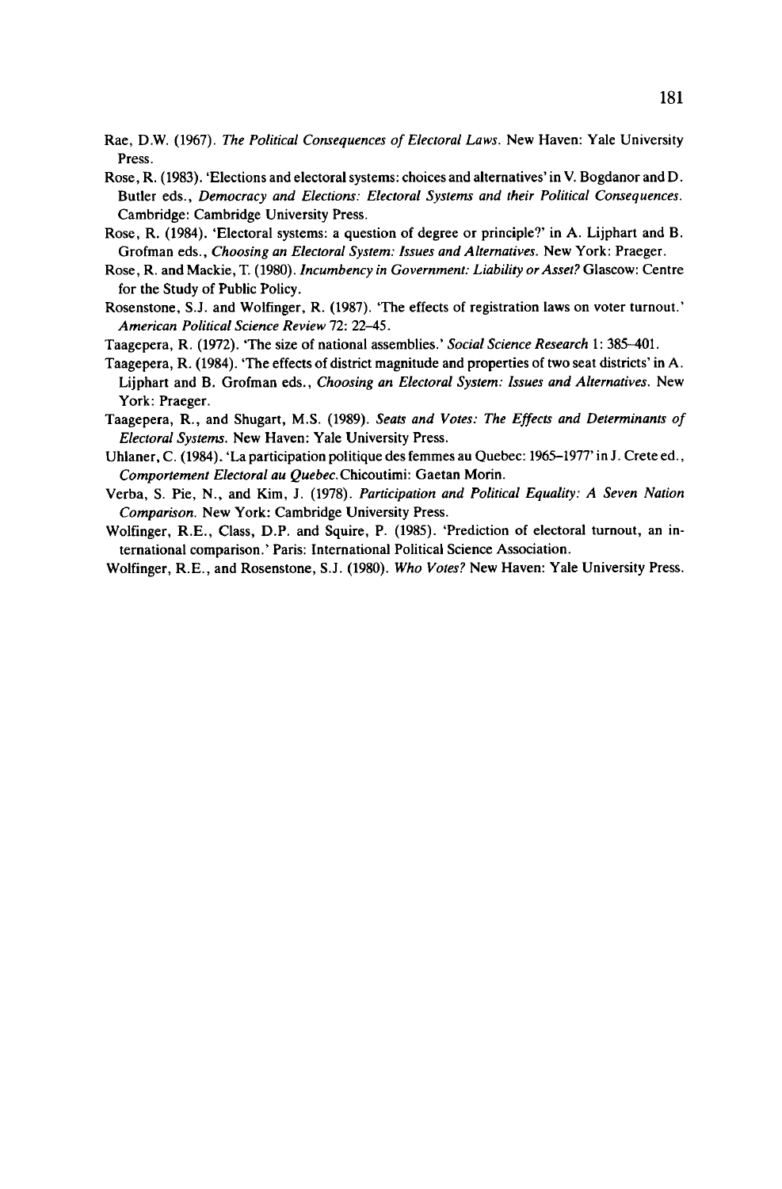Rae, D.W. (1967). *The Political Consequences of Electoral Laws.* New Haven: Yale University Press.

Rose, R. (1983). 'Elections and electoral systems: choices and alternatives' in V. Bogdanor and D. Butler eds., *Democracy and Elections: Electoral Systems and their Political Consequences.* Cambridge: Cambridge University Press.

Rose, R. (1984). 'Electoral systems: a question of degree or principle?' in A. Lijphart and B. Grofman eds., *Choosing an Electoral System: Issues and Alternatives.* New York: Praeger.

Rose, R. and Mackie, T. (1980). *Incumbency in Government: Liability or Asset?* Glascow: Centre for the Study of Public Policy.

Rosenstone, S.J. and Wolfinger, R. (1987). 'The effects of registration laws on voter turnout.' *American Political Science Review* 72: 22–45.

Taagepera, R. (1972). 'The size of national assemblies.' *Social Science Research* 1: 385–401.

Taagepera, R. (1984). 'The effects of district magnitude and properties of two seat districts' in A. Lijphart and B. Grofman eds., *Choosing an Electoral System: Issues and Alternatives.* New York: Praeger.

Taagepera, R., and Shugart, M.S. (1989). *Seats and Votes: The Effects and Determinants of Electoral Systems.* New Haven: Yale University Press.

Uhlaner, C. (1984). 'La participation politique des femmes au Quebec: 1965–1977' in J. Crete ed., *Comportement Electoral au Quebec.* Chicoutimi: Gaetan Morin.

Verba, S. Pie, N., and Kim, J. (1978). *Participation and Political Equality: A Seven Nation Comparison.* New York: Cambridge University Press.

Wolfinger, R.E., Class, D.P. and Squire, P. (1985). 'Prediction of electoral turnout, an international comparison.' Paris: International Political Science Association.

Wolfinger, R.E., and Rosenstone, S.J. (1980). *Who Votes?* New Haven: Yale University Press.